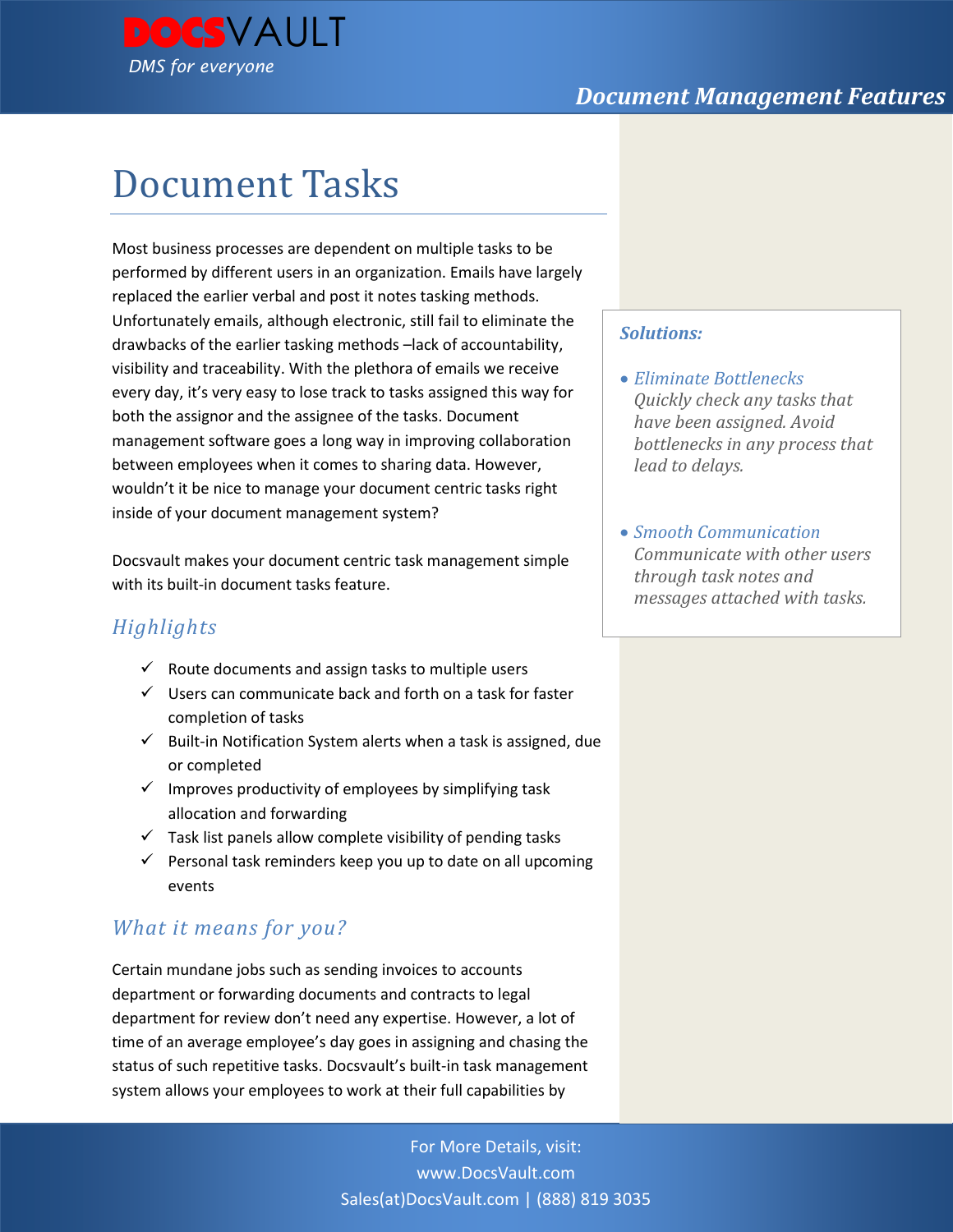# Document Tasks

Most business processes are dependent on multiple tasks to be performed by different users in an organization. Emails have largely replaced the earlier verbal and post it notes tasking methods. Unfortunately emails, although electronic, still fail to eliminate the drawbacks of the earlier tasking methods –lack of accountability, visibility and traceability. With the plethora of emails we receive every day, it's very easy to lose track to tasks assigned this way for both the assignor and the assignee of the tasks. Document management software goes a long way in improving collaboration between employees when it comes to sharing data. However, wouldn't it be nice to manage your document centric tasks right inside of your document management system?

Docsvault makes your document centric task management simple with its built-in document tasks feature.

## Highlights

- ✓ Route documents and assign tasks to multiple users
- ✓ Users can communicate back and forth on a task for faster completion of tasks
- ✓ Built-in Notification System alerts when a task is assigned, due or completed
- ✓ Improves productivity of employees by simplifying task allocation and forwarding
- ✓ Task list panels allow complete visibility of pending tasks
- ✓ Personal task reminders keep you up to date on all upcoming events

## What it means for you?

Certain mundane jobs such as sending invoices to accounts department or forwarding documents and contracts to legal department for review don't need any expertise. However, a lot of time of an average employee's day goes in assigning and chasing the status of such repetitive tasks. Docsvault's built-in task management system allows your employees to work at their full capabilities by

***Solutions:***

- *Eliminate Bottlenecks*
  *Quickly check any tasks that have been assigned. Avoid bottlenecks in any process that lead to delays.*
- *Smooth Communication*
  *Communicate with other users through task notes and messages attached with tasks.*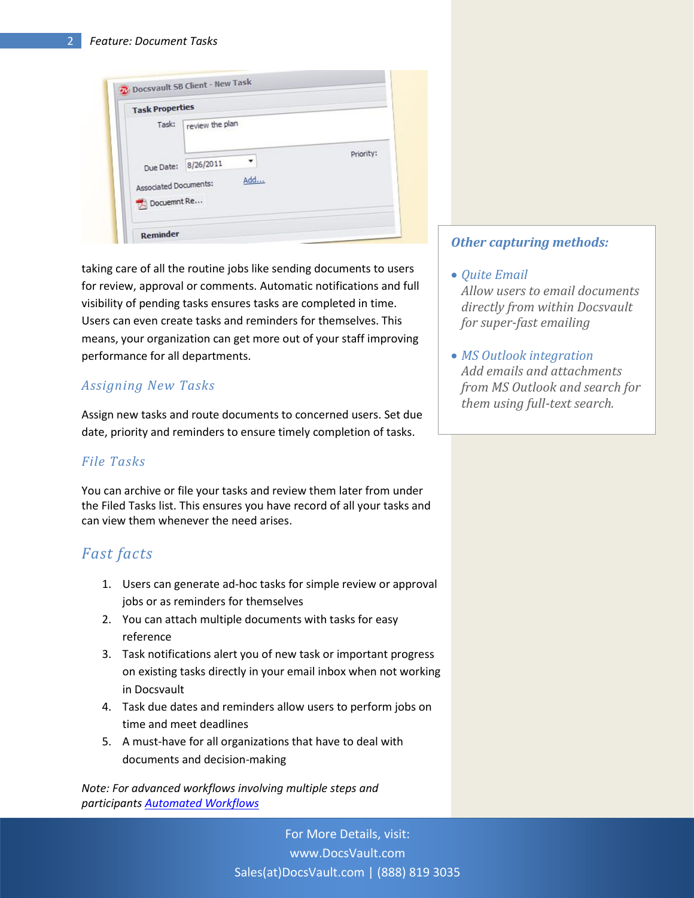taking care of all the routine jobs like sending documents to users for review, approval or comments. Automatic notifications and full visibility of pending tasks ensures tasks are completed in time. Users can even create tasks and reminders for themselves. This means, your organization can get more out of your staff improving performance for all departments.

### Assigning New Tasks

Assign new tasks and route documents to concerned users. Set due date, priority and reminders to ensure timely completion of tasks.

### File Tasks

You can archive or file your tasks and review them later from under the Filed Tasks list. This ensures you have record of all your tasks and can view them whenever the need arises.

## Fast facts

1. Users can generate ad-hoc tasks for simple review or approval jobs or as reminders for themselves
2. You can attach multiple documents with tasks for easy reference
3. Task notifications alert you of new task or important progress on existing tasks directly in your email inbox when not working in Docsvault
4. Task due dates and reminders allow users to perform jobs on time and meet deadlines
5. A must-have for all organizations that have to deal with documents and decision-making

*Note: For advanced workflows involving multiple steps and participants [Automated Workflows](Automated Workflows)*

### *Other capturing methods:*

- *Quite Email*
  *Allow users to email documents directly from within Docsvault for super-fast emailing*
- *MS Outlook integration*
  *Add emails and attachments from MS Outlook and search for them using full-text search.*

For More Details, visit:
www.DocsVault.com
Sales(at)DocsVault.com | (888) 819 3035